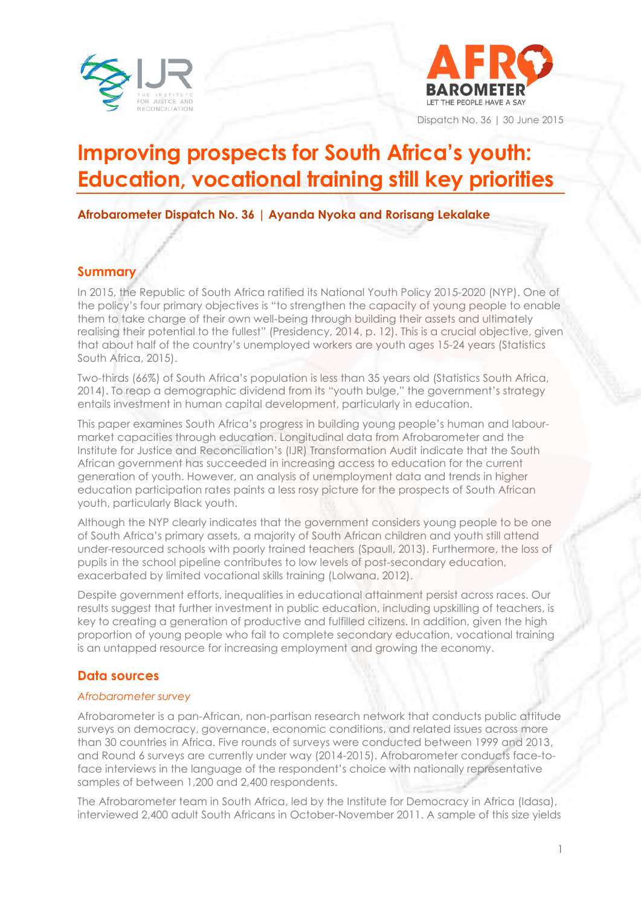Dispatch No. 36 | 30 June 2015

# Improving prospects for South Africa's youth: Education, vocational training still key priorities

**Afrobarometer Dispatch No. 36 | Ayanda Nyoka and Rorisang Lekalake**

## Summary

In 2015, the Republic of South Africa ratified its National Youth Policy 2015-2020 (NYP). One of the policy's four primary objectives is "to strengthen the capacity of young people to enable them to take charge of their own well-being through building their assets and ultimately realising their potential to the fullest" (Presidency, 2014, p. 12). This is a crucial objective, given that about half of the country's unemployed workers are youth ages 15-24 years (Statistics South Africa, 2015).

Two-thirds (66%) of South Africa's population is less than 35 years old (Statistics South Africa, 2014). To reap a demographic dividend from its "youth bulge," the government's strategy entails investment in human capital development, particularly in education.

This paper examines South Africa's progress in building young people's human and labour-market capacities through education. Longitudinal data from Afrobarometer and the Institute for Justice and Reconciliation's (IJR) Transformation Audit indicate that the South African government has succeeded in increasing access to education for the current generation of youth. However, an analysis of unemployment data and trends in higher education participation rates paints a less rosy picture for the prospects of South African youth, particularly Black youth.

Although the NYP clearly indicates that the government considers young people to be one of South Africa's primary assets, a majority of South African children and youth still attend under-resourced schools with poorly trained teachers (Spaull, 2013). Furthermore, the loss of pupils in the school pipeline contributes to low levels of post-secondary education, exacerbated by limited vocational skills training (Lolwana, 2012).

Despite government efforts, inequalities in educational attainment persist across races. Our results suggest that further investment in public education, including upskilling of teachers, is key to creating a generation of productive and fulfilled citizens. In addition, given the high proportion of young people who fail to complete secondary education, vocational training is an untapped resource for increasing employment and growing the economy.

## Data sources

### *Afrobarometer survey*

Afrobarometer is a pan-African, non-partisan research network that conducts public attitude surveys on democracy, governance, economic conditions, and related issues across more than 30 countries in Africa. Five rounds of surveys were conducted between 1999 and 2013, and Round 6 surveys are currently under way (2014-2015). Afrobarometer conducts face-to-face interviews in the language of the respondent's choice with nationally representative samples of between 1,200 and 2,400 respondents.

The Afrobarometer team in South Africa, led by the Institute for Democracy in Africa (Idasa), interviewed 2,400 adult South Africans in October-November 2011. A sample of this size yields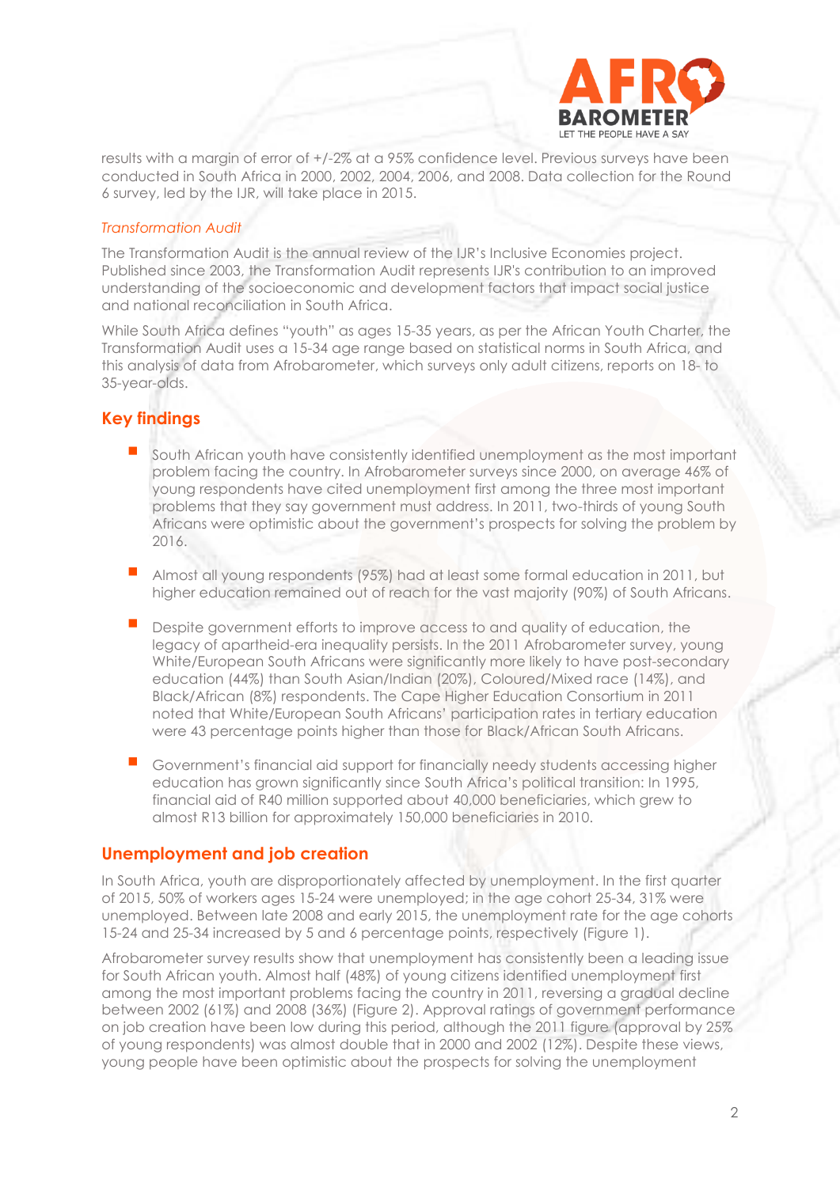results with a margin of error of +/-2% at a 95% confidence level. Previous surveys have been conducted in South Africa in 2000, 2002, 2004, 2006, and 2008. Data collection for the Round 6 survey, led by the IJR, will take place in 2015.

*Transformation Audit*

The Transformation Audit is the annual review of the IJR's Inclusive Economies project. Published since 2003, the Transformation Audit represents IJR's contribution to an improved understanding of the socioeconomic and development factors that impact social justice and national reconciliation in South Africa.

While South Africa defines "youth" as ages 15-35 years, as per the African Youth Charter, the Transformation Audit uses a 15-34 age range based on statistical norms in South Africa, and this analysis of data from Afrobarometer, which surveys only adult citizens, reports on 18- to 35-year-olds.

## Key findings

- South African youth have consistently identified unemployment as the most important problem facing the country. In Afrobarometer surveys since 2000, on average 46% of young respondents have cited unemployment first among the three most important problems that they say government must address. In 2011, two-thirds of young South Africans were optimistic about the government's prospects for solving the problem by 2016.
- Almost all young respondents (95%) had at least some formal education in 2011, but higher education remained out of reach for the vast majority (90%) of South Africans.
- Despite government efforts to improve access to and quality of education, the legacy of apartheid-era inequality persists. In the 2011 Afrobarometer survey, young White/European South Africans were significantly more likely to have post-secondary education (44%) than South Asian/Indian (20%), Coloured/Mixed race (14%), and Black/African (8%) respondents. The Cape Higher Education Consortium in 2011 noted that White/European South Africans' participation rates in tertiary education were 43 percentage points higher than those for Black/African South Africans.
- Government's financial aid support for financially needy students accessing higher education has grown significantly since South Africa's political transition: In 1995, financial aid of R40 million supported about 40,000 beneficiaries, which grew to almost R13 billion for approximately 150,000 beneficiaries in 2010.

## Unemployment and job creation

In South Africa, youth are disproportionately affected by unemployment. In the first quarter of 2015, 50% of workers ages 15-24 were unemployed; in the age cohort 25-34, 31% were unemployed. Between late 2008 and early 2015, the unemployment rate for the age cohorts 15-24 and 25-34 increased by 5 and 6 percentage points, respectively (Figure 1).

Afrobarometer survey results show that unemployment has consistently been a leading issue for South African youth. Almost half (48%) of young citizens identified unemployment first among the most important problems facing the country in 2011, reversing a gradual decline between 2002 (61%) and 2008 (36%) (Figure 2). Approval ratings of government performance on job creation have been low during this period, although the 2011 figure (approval by 25% of young respondents) was almost double that in 2000 and 2002 (12%). Despite these views, young people have been optimistic about the prospects for solving the unemployment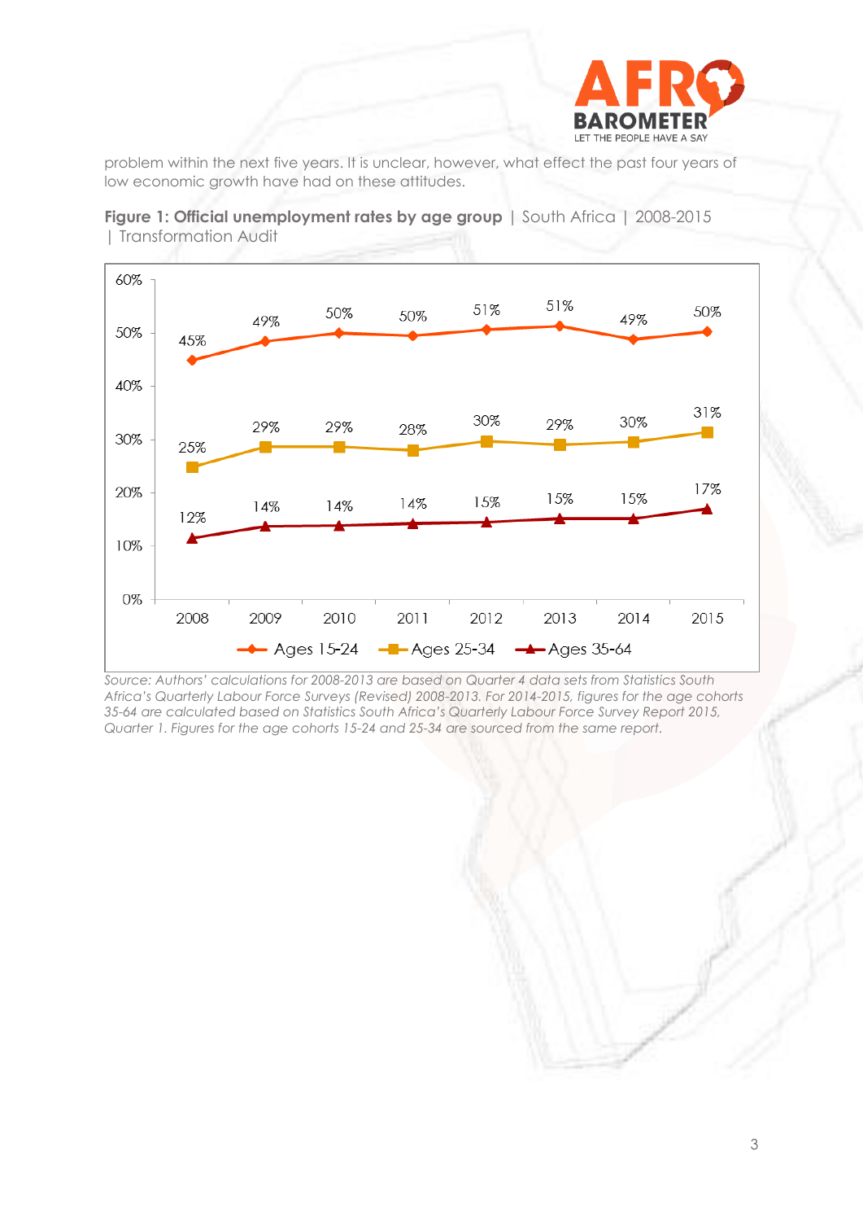problem within the next five years. It is unclear, however, what effect the past four years of low economic growth have had on these attitudes.

**Figure 1: Official unemployment rates by age group** | South Africa | 2008-2015 | Transformation Audit

| | 2008 | 2009 | 2010 | 2011 | 2012 | 2013 | 2014 | 2015 |
|---|---|---|---|---|---|---|---|---|
| Ages 15-24 | 45% | 49% | 50% | 50% | 51% | 51% | 49% | 50% |
| Ages 25-34 | 25% | 29% | 29% | 28% | 30% | 29% | 30% | 31% |
| Ages 35-64 | 12% | 14% | 14% | 14% | 15% | 15% | 15% | 17% |

*Source: Authors' calculations for 2008-2013 are based on Quarter 4 data sets from Statistics South Africa's Quarterly Labour Force Surveys (Revised) 2008-2013. For 2014-2015, figures for the age cohorts 35-64 are calculated based on Statistics South Africa's Quarterly Labour Force Survey Report 2015, Quarter 1. Figures for the age cohorts 15-24 and 25-34 are sourced from the same report.*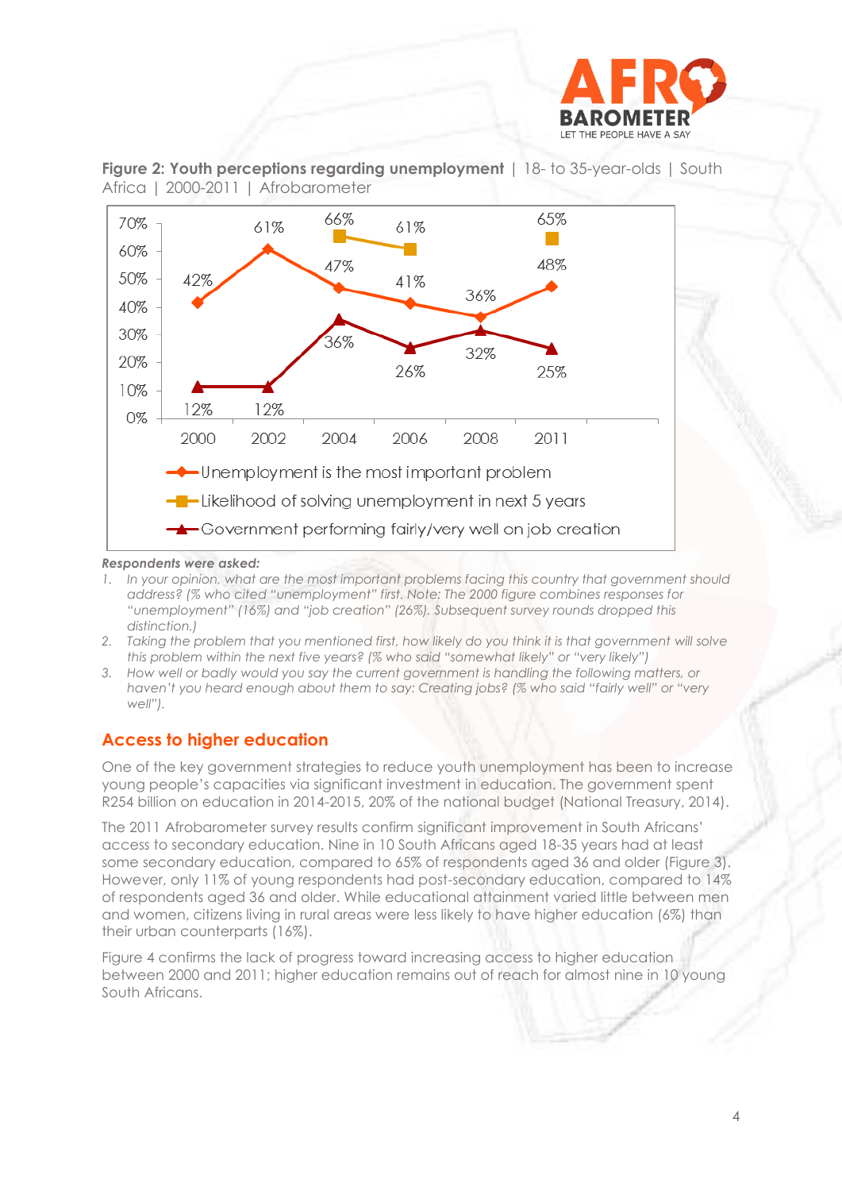**Figure 2: Youth perceptions regarding unemployment** | 18- to 35-year-olds | South Africa | 2000-2011 | Afrobarometer

| | 2000 | 2002 | 2004 | 2006 | 2008 | 2011 |
|---|---|---|---|---|---|---|
| Unemployment is the most important problem | 42% | 61% | 47% | 41% | 36% | 48% |
| Likelihood of solving unemployment in next 5 years | | | 66% | 61% | | 65% |
| Government performing fairly/very well on job creation | 12% | 12% | 36% | 26% | 32% | 25% |

***Respondents were asked:***

1. *In your opinion, what are the most important problems facing this country that government should address? (% who cited "unemployment" first. Note: The 2000 figure combines responses for "unemployment" (16%) and "job creation" (26%). Subsequent survey rounds dropped this distinction.)*
2. *Taking the problem that you mentioned first, how likely do you think it is that government will solve this problem within the next five years? (% who said "somewhat likely" or "very likely")*
3. *How well or badly would you say the current government is handling the following matters, or haven't you heard enough about them to say: Creating jobs? (% who said "fairly well" or "very well").*

## Access to higher education

One of the key government strategies to reduce youth unemployment has been to increase young people's capacities via significant investment in education. The government spent R254 billion on education in 2014-2015, 20% of the national budget (National Treasury, 2014).

The 2011 Afrobarometer survey results confirm significant improvement in South Africans' access to secondary education. Nine in 10 South Africans aged 18-35 years had at least some secondary education, compared to 65% of respondents aged 36 and older (Figure 3). However, only 11% of young respondents had post-secondary education, compared to 14% of respondents aged 36 and older. While educational attainment varied little between men and women, citizens living in rural areas were less likely to have higher education (6%) than their urban counterparts (16%).

Figure 4 confirms the lack of progress toward increasing access to higher education between 2000 and 2011; higher education remains out of reach for almost nine in 10 young South Africans.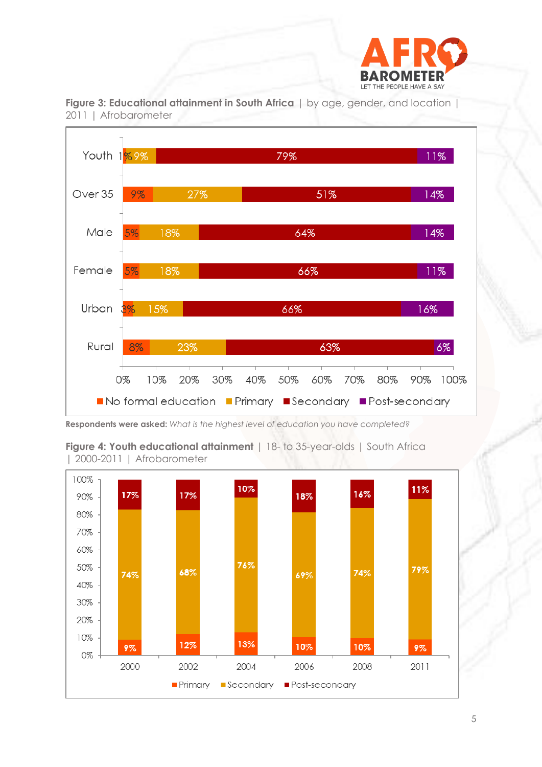**Figure 3: Educational attainment in South Africa** | by age, gender, and location | 2011 | Afrobarometer

| | No formal education | Primary | Secondary | Post-secondary |
|---|---|---|---|---|
| Youth | 1% | 9% | 79% | 11% |
| Over 35 | 9% | 27% | 51% | 14% |
| Male | 5% | 18% | 64% | 14% |
| Female | 5% | 18% | 66% | 11% |
| Urban | 3% | 15% | 66% | 16% |
| Rural | 8% | 23% | 63% | 6% |

**Respondents were asked:** *What is the highest level of education you have completed?*

**Figure 4: Youth educational attainment** | 18- to 35-year-olds | South Africa | 2000-2011 | Afrobarometer

| | Primary | Secondary | Post-secondary |
|---|---|---|---|
| 2000 | 9% | 74% | 17% |
| 2002 | 12% | 68% | 17% |
| 2004 | 13% | 76% | 10% |
| 2006 | 10% | 69% | 18% |
| 2008 | 10% | 74% | 16% |
| 2011 | 9% | 79% | 11% |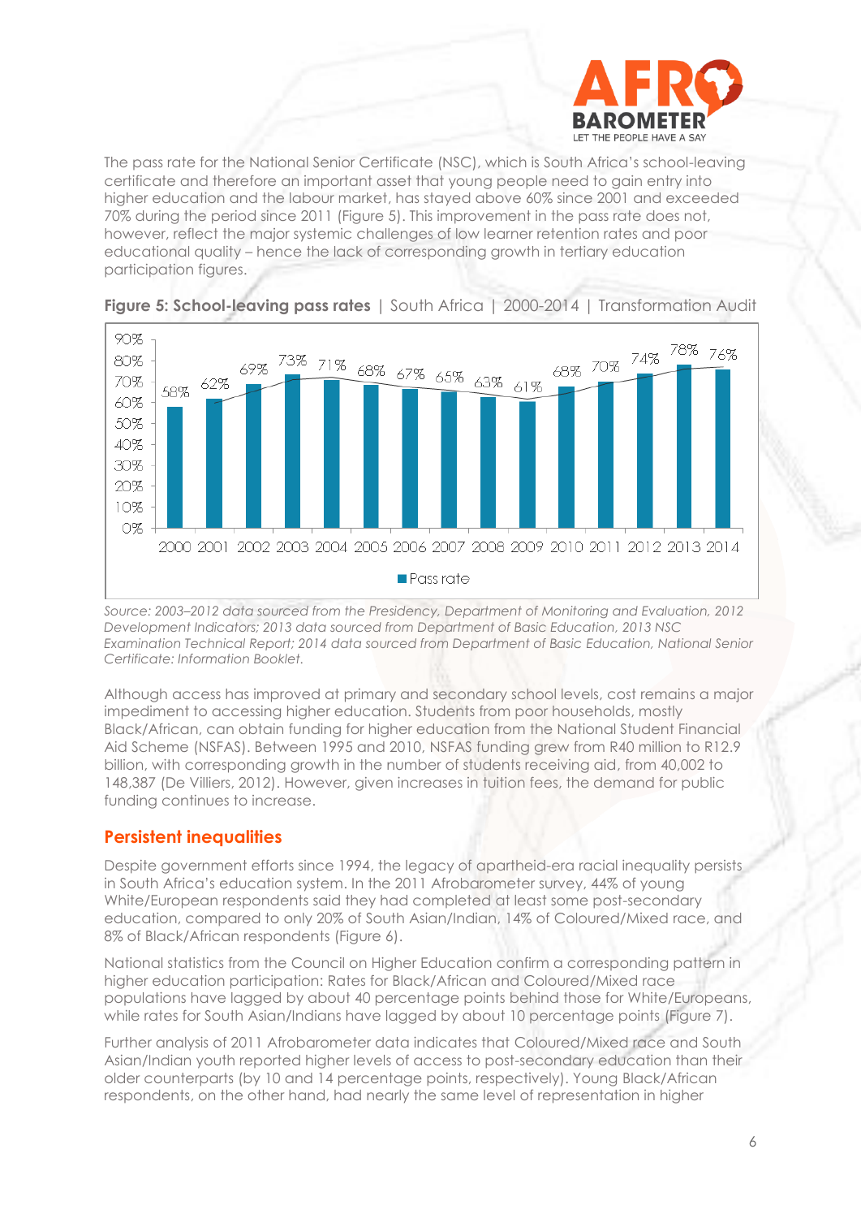The pass rate for the National Senior Certificate (NSC), which is South Africa's school-leaving certificate and therefore an important asset that young people need to gain entry into higher education and the labour market, has stayed above 60% since 2001 and exceeded 70% during the period since 2011 (Figure 5). This improvement in the pass rate does not, however, reflect the major systemic challenges of low learner retention rates and poor educational quality – hence the lack of corresponding growth in tertiary education participation figures.

**Figure 5: School-leaving pass rates** | South Africa | 2000-2014 | Transformation Audit

| Year | Pass rate |
|---|---|
| 2000 | 58% |
| 2001 | 62% |
| 2002 | 69% |
| 2003 | 73% |
| 2004 | 71% |
| 2005 | 68% |
| 2006 | 67% |
| 2007 | 65% |
| 2008 | 63% |
| 2009 | 61% |
| 2010 | 68% |
| 2011 | 70% |
| 2012 | 74% |
| 2013 | 78% |
| 2014 | 76% |

*Source: 2003–2012 data sourced from the Presidency, Department of Monitoring and Evaluation, 2012 Development Indicators; 2013 data sourced from Department of Basic Education, 2013 NSC Examination Technical Report; 2014 data sourced from Department of Basic Education, National Senior Certificate: Information Booklet.*

Although access has improved at primary and secondary school levels, cost remains a major impediment to accessing higher education. Students from poor households, mostly Black/African, can obtain funding for higher education from the National Student Financial Aid Scheme (NSFAS). Between 1995 and 2010, NSFAS funding grew from R40 million to R12.9 billion, with corresponding growth in the number of students receiving aid, from 40,002 to 148,387 (De Villiers, 2012). However, given increases in tuition fees, the demand for public funding continues to increase.

## Persistent inequalities

Despite government efforts since 1994, the legacy of apartheid-era racial inequality persists in South Africa's education system. In the 2011 Afrobarometer survey, 44% of young White/European respondents said they had completed at least some post-secondary education, compared to only 20% of South Asian/Indian, 14% of Coloured/Mixed race, and 8% of Black/African respondents (Figure 6).

National statistics from the Council on Higher Education confirm a corresponding pattern in higher education participation: Rates for Black/African and Coloured/Mixed race populations have lagged by about 40 percentage points behind those for White/Europeans, while rates for South Asian/Indians have lagged by about 10 percentage points (Figure 7).

Further analysis of 2011 Afrobarometer data indicates that Coloured/Mixed race and South Asian/Indian youth reported higher levels of access to post-secondary education than their older counterparts (by 10 and 14 percentage points, respectively). Young Black/African respondents, on the other hand, had nearly the same level of representation in higher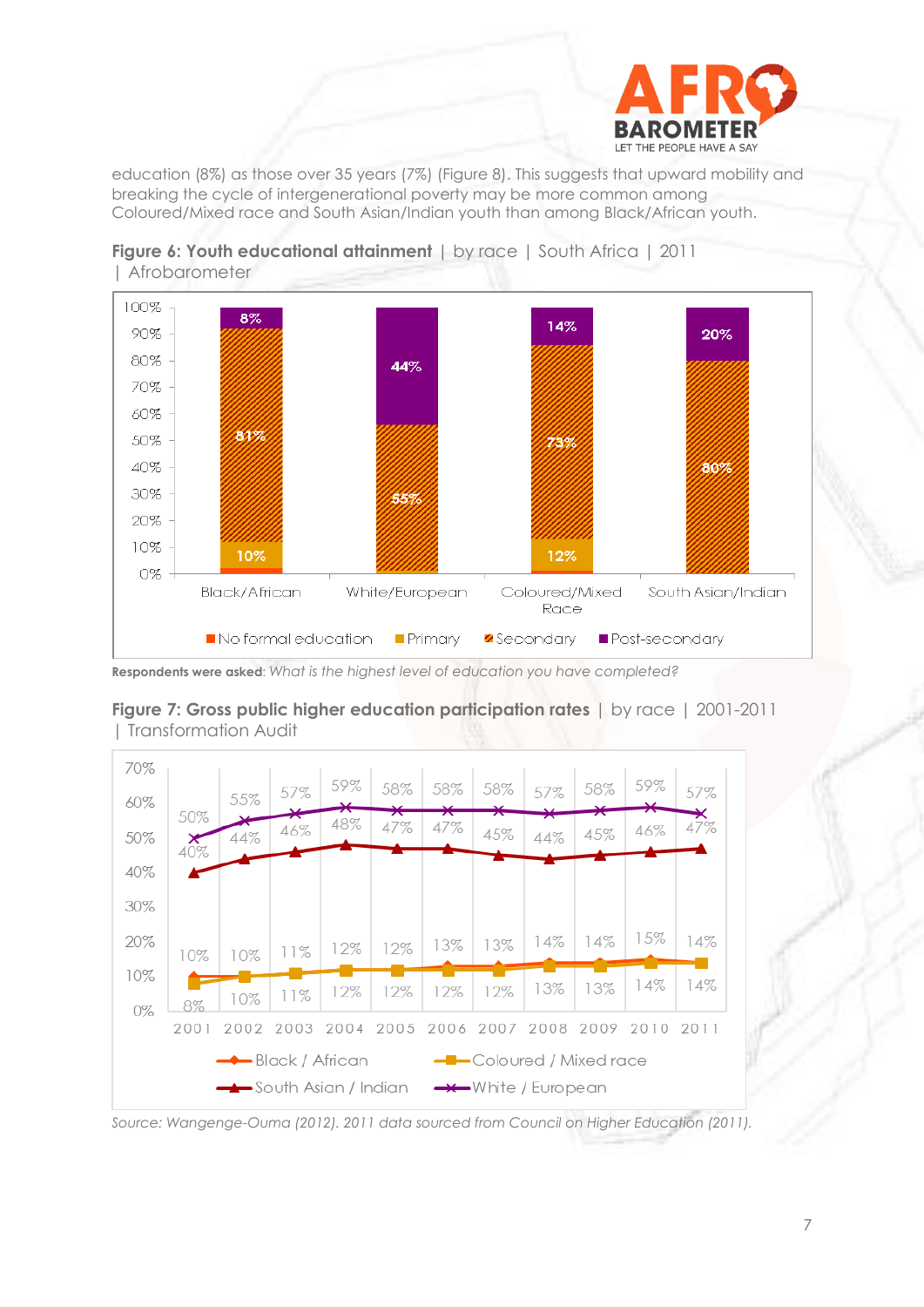education (8%) as those over 35 years (7%) (Figure 8). This suggests that upward mobility and breaking the cycle of intergenerational poverty may be more common among Coloured/Mixed race and South Asian/Indian youth than among Black/African youth.

**Figure 6: Youth educational attainment** | by race | South Africa | 2011 | Afrobarometer

| | No formal education | Primary | Secondary | Post-secondary |
|---|---|---|---|---|
| Black/African | | 10% | 81% | 8% |
| White/European | | | 55% | 44% |
| Coloured/Mixed Race | | 12% | 73% | 14% |
| South Asian/Indian | | | 80% | 20% |

**Respondents were asked**: *What is the highest level of education you have completed?*

**Figure 7: Gross public higher education participation rates** | by race | 2001-2011 | Transformation Audit

| | 2001 | 2002 | 2003 | 2004 | 2005 | 2006 | 2007 | 2008 | 2009 | 2010 | 2011 |
|---|---|---|---|---|---|---|---|---|---|---|---|
| White / European | 50% | 55% | 57% | 59% | 58% | 58% | 58% | 57% | 58% | 59% | 57% |
| South Asian / Indian | 40% | 44% | 46% | 48% | 47% | 47% | 45% | 44% | 45% | 46% | 47% |
| Black / African | 10% | 10% | 11% | 12% | 12% | 13% | 13% | 14% | 14% | 15% | 14% |
| Coloured / Mixed race | 8% | 10% | 11% | 12% | 12% | 12% | 12% | 13% | 13% | 14% | 14% |

*Source: Wangenge-Ouma (2012). 2011 data sourced from Council on Higher Education (2011).*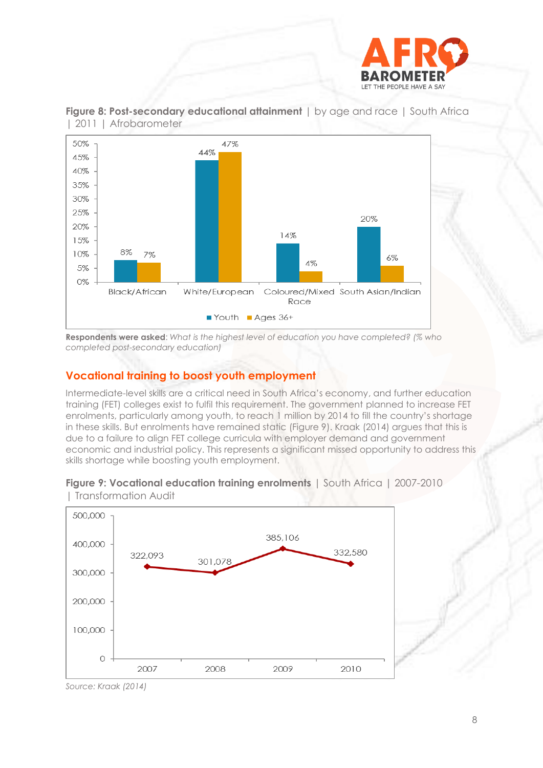**Figure 8: Post-secondary educational attainment** | by age and race | South Africa | 2011 | Afrobarometer

| | Youth | Ages 36+ |
|---|---|---|
| Black/African | 8% | 7% |
| White/European | 44% | 47% |
| Coloured/Mixed Race | 14% | 4% |
| South Asian/Indian | 20% | 6% |

**Respondents were asked**: *What is the highest level of education you have completed? (% who completed post-secondary education)*

## Vocational training to boost youth employment

Intermediate-level skills are a critical need in South Africa's economy, and further education training (FET) colleges exist to fulfil this requirement. The government planned to increase FET enrolments, particularly among youth, to reach 1 million by 2014 to fill the country's shortage in these skills. But enrolments have remained static (Figure 9). Kraak (2014) argues that this is due to a failure to align FET college curricula with employer demand and government economic and industrial policy. This represents a significant missed opportunity to address this skills shortage while boosting youth employment.

**Figure 9: Vocational education training enrolments** | South Africa | 2007-2010 | Transformation Audit

| Year | Enrolments |
|---|---|
| 2007 | 322,093 |
| 2008 | 301,078 |
| 2009 | 385,106 |
| 2010 | 332,580 |

*Source: Kraak (2014)*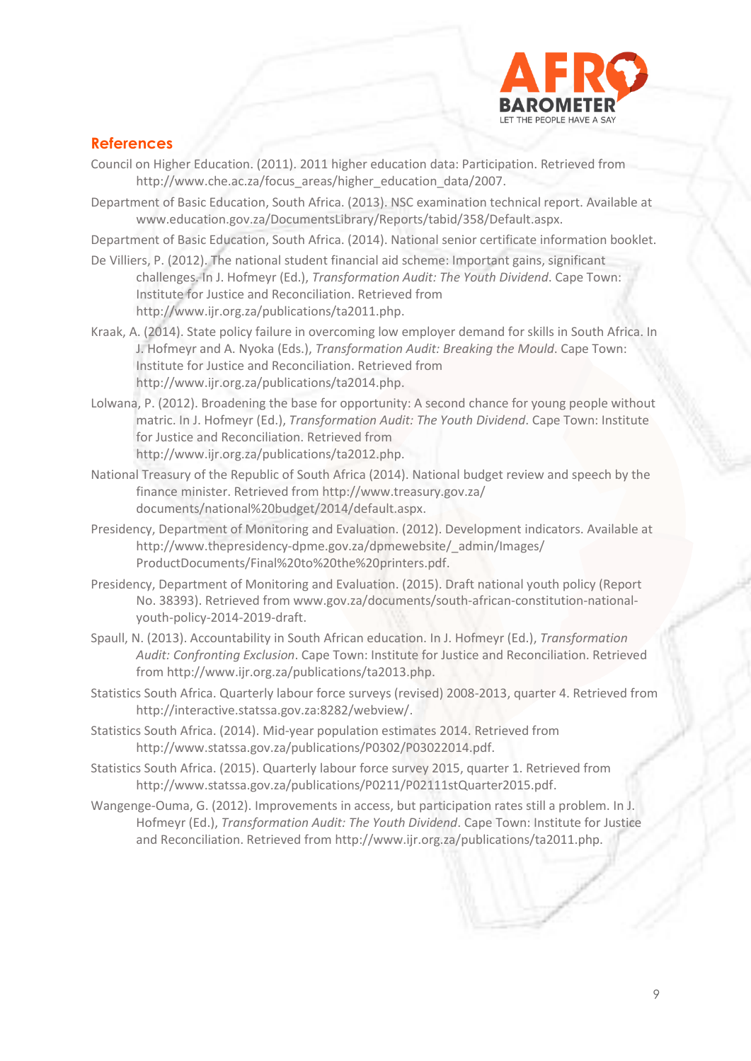## References

Council on Higher Education. (2011). 2011 higher education data: Participation. Retrieved from http://www.che.ac.za/focus_areas/higher_education_data/2007.

Department of Basic Education, South Africa. (2013). NSC examination technical report. Available at www.education.gov.za/DocumentsLibrary/Reports/tabid/358/Default.aspx.

Department of Basic Education, South Africa. (2014). National senior certificate information booklet.

De Villiers, P. (2012). The national student financial aid scheme: Important gains, significant challenges. In J. Hofmeyr (Ed.), *Transformation Audit: The Youth Dividend*. Cape Town: Institute for Justice and Reconciliation. Retrieved from http://www.ijr.org.za/publications/ta2011.php.

Kraak, A. (2014). State policy failure in overcoming low employer demand for skills in South Africa. In J. Hofmeyr and A. Nyoka (Eds.), *Transformation Audit: Breaking the Mould*. Cape Town: Institute for Justice and Reconciliation. Retrieved from http://www.ijr.org.za/publications/ta2014.php.

Lolwana, P. (2012). Broadening the base for opportunity: A second chance for young people without matric. In J. Hofmeyr (Ed.), *Transformation Audit: The Youth Dividend*. Cape Town: Institute for Justice and Reconciliation. Retrieved from http://www.ijr.org.za/publications/ta2012.php.

National Treasury of the Republic of South Africa (2014). National budget review and speech by the finance minister. Retrieved from http://www.treasury.gov.za/documents/national%20budget/2014/default.aspx.

Presidency, Department of Monitoring and Evaluation. (2012). Development indicators. Available at http://www.thepresidency-dpme.gov.za/dpmewebsite/_admin/Images/ProductDocuments/Final%20to%20the%20printers.pdf.

Presidency, Department of Monitoring and Evaluation. (2015). Draft national youth policy (Report No. 38393). Retrieved from www.gov.za/documents/south-african-constitution-national-youth-policy-2014-2019-draft.

Spaull, N. (2013). Accountability in South African education. In J. Hofmeyr (Ed.), *Transformation Audit: Confronting Exclusion*. Cape Town: Institute for Justice and Reconciliation. Retrieved from http://www.ijr.org.za/publications/ta2013.php.

Statistics South Africa. Quarterly labour force surveys (revised) 2008-2013, quarter 4. Retrieved from http://interactive.statssa.gov.za:8282/webview/.

Statistics South Africa. (2014). Mid-year population estimates 2014. Retrieved from http://www.statssa.gov.za/publications/P0302/P03022014.pdf.

Statistics South Africa. (2015). Quarterly labour force survey 2015, quarter 1. Retrieved from http://www.statssa.gov.za/publications/P0211/P02111stQuarter2015.pdf.

Wangenge-Ouma, G. (2012). Improvements in access, but participation rates still a problem. In J. Hofmeyr (Ed.), *Transformation Audit: The Youth Dividend*. Cape Town: Institute for Justice and Reconciliation. Retrieved from http://www.ijr.org.za/publications/ta2011.php.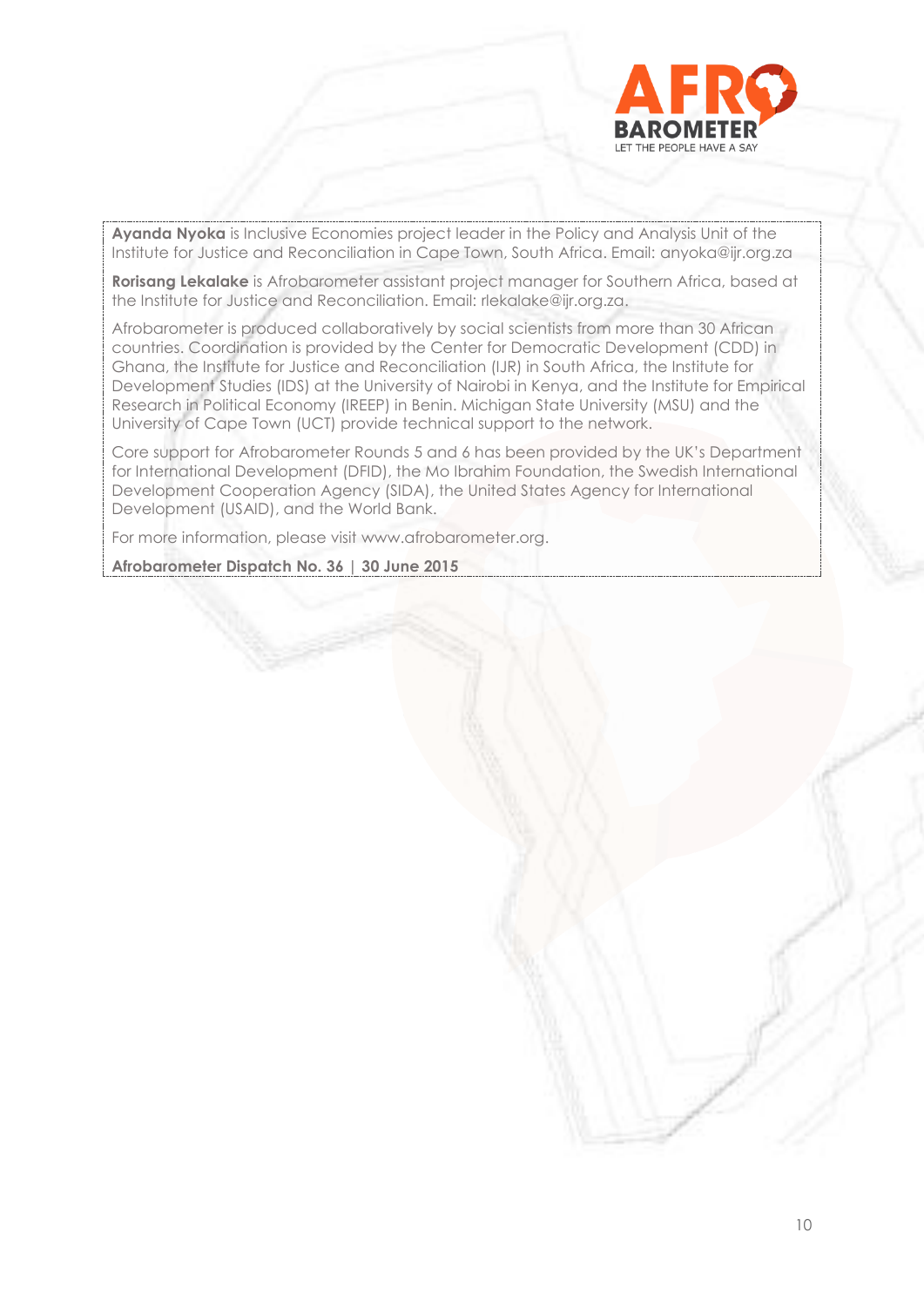**Ayanda Nyoka** is Inclusive Economies project leader in the Policy and Analysis Unit of the Institute for Justice and Reconciliation in Cape Town, South Africa. Email: anyoka@ijr.org.za

**Rorisang Lekalake** is Afrobarometer assistant project manager for Southern Africa, based at the Institute for Justice and Reconciliation. Email: rlekalake@ijr.org.za.

Afrobarometer is produced collaboratively by social scientists from more than 30 African countries. Coordination is provided by the Center for Democratic Development (CDD) in Ghana, the Institute for Justice and Reconciliation (IJR) in South Africa, the Institute for Development Studies (IDS) at the University of Nairobi in Kenya, and the Institute for Empirical Research in Political Economy (IREEP) in Benin. Michigan State University (MSU) and the University of Cape Town (UCT) provide technical support to the network.

Core support for Afrobarometer Rounds 5 and 6 has been provided by the UK's Department for International Development (DFID), the Mo Ibrahim Foundation, the Swedish International Development Cooperation Agency (SIDA), the United States Agency for International Development (USAID), and the World Bank.

For more information, please visit www.afrobarometer.org.

**Afrobarometer Dispatch No. 36 | 30 June 2015**